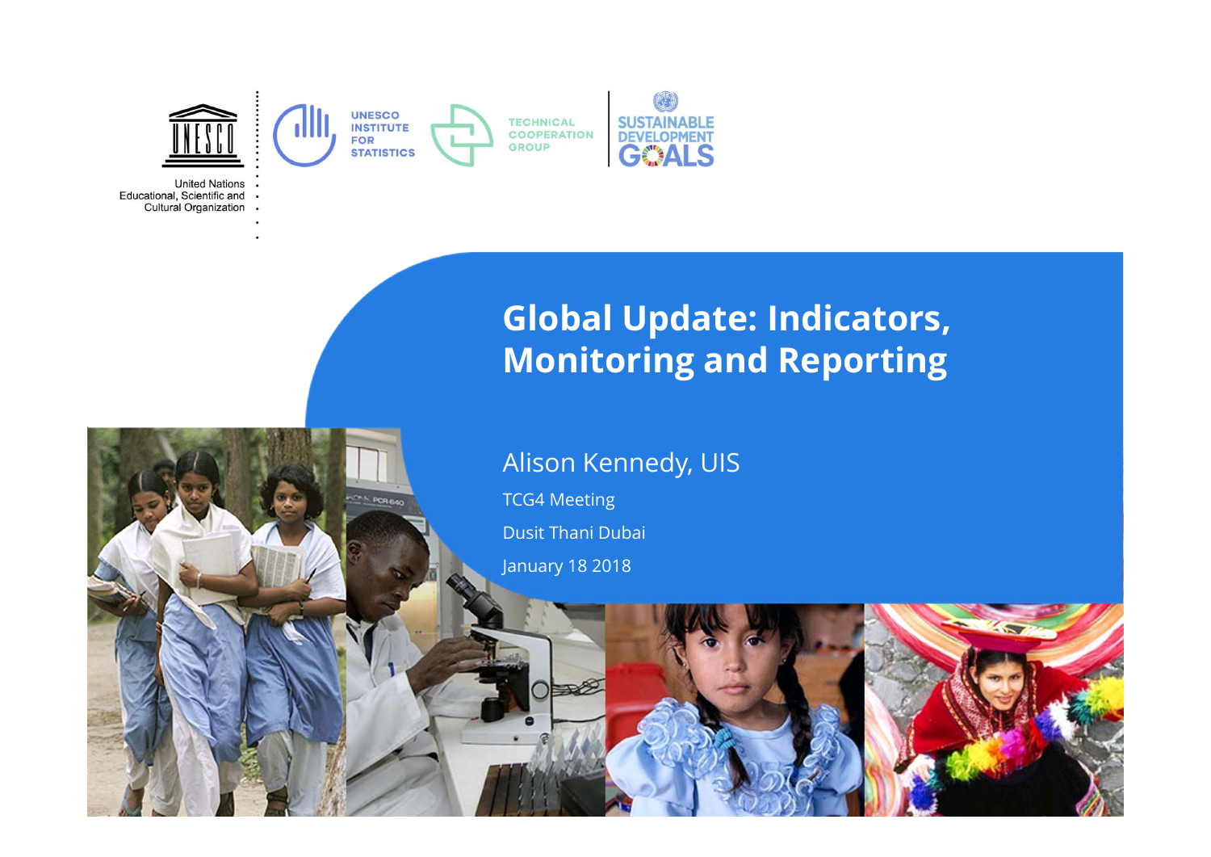United Nations Educational, Scientific and Cultural Organization

UNESCO INSTITUTE FOR STATISTICS

TECHNICAL COOPERATION GROUP

SUSTAINABLE DEVELOPMENT GOALS

# Global Update: Indicators, Monitoring and Reporting

Alison Kennedy, UIS

TCG4 Meeting

Dusit Thani Dubai

January 18 2018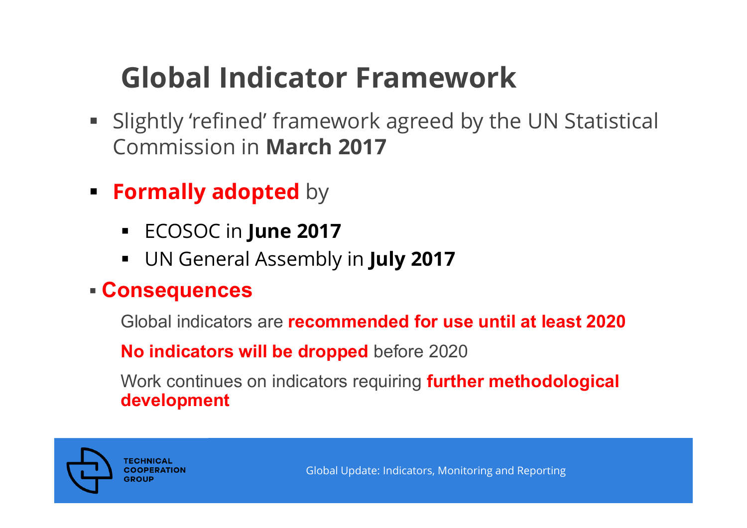# Global Indicator Framework

- Slightly 'refined' framework agreed by the UN Statistical Commission in **March 2017**
- **Formally adopted** by
  - ECOSOC in **June 2017**
  - UN General Assembly in **July 2017**
- **Consequences**

  Global indicators are **recommended for use until at least 2020**

  **No indicators will be dropped** before 2020

  Work continues on indicators requiring **further methodological development**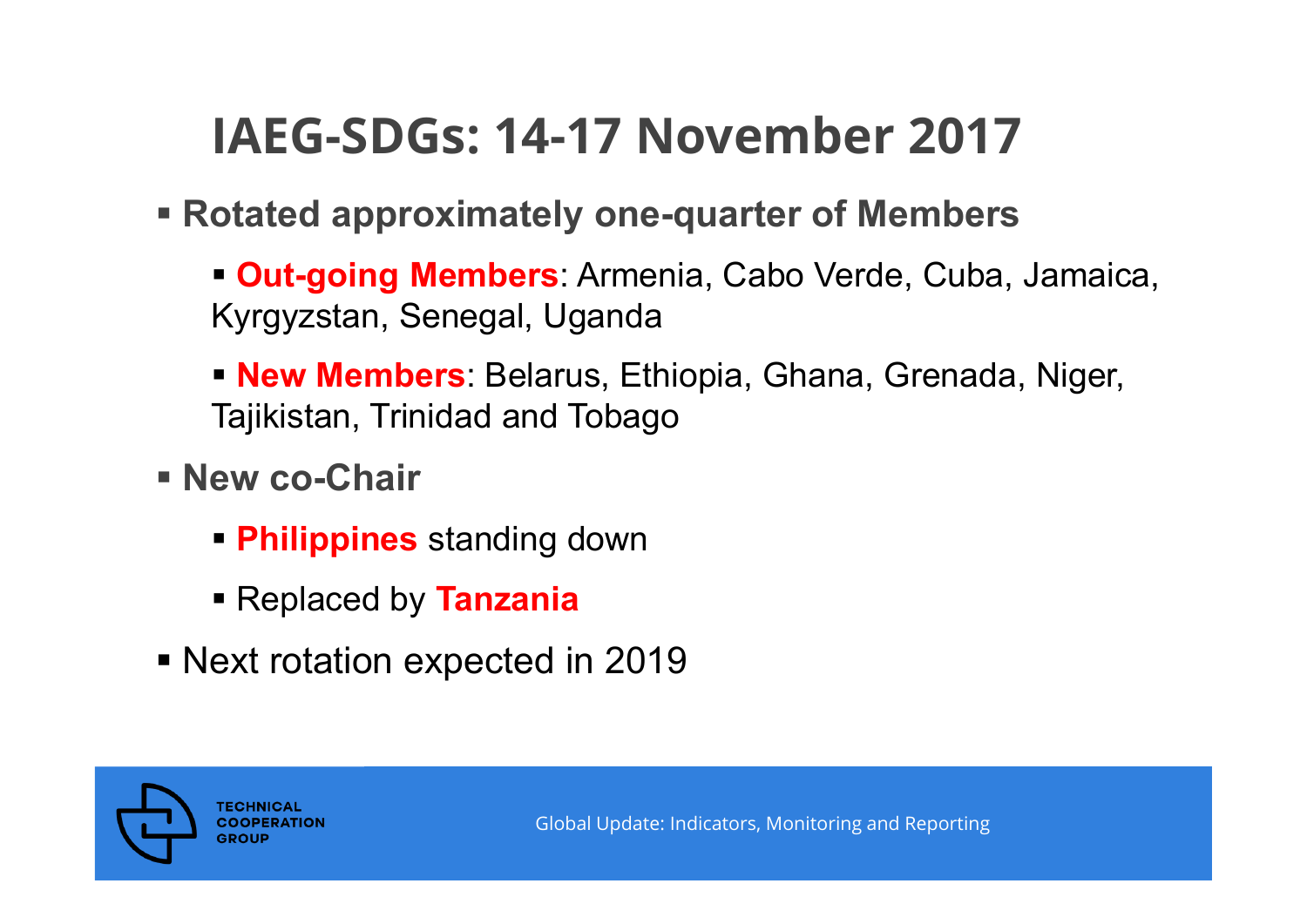# IAEG-SDGs: 14-17 November 2017

- **Rotated approximately one-quarter of Members**
  - **Out-going Members**: Armenia, Cabo Verde, Cuba, Jamaica, Kyrgyzstan, Senegal, Uganda
  - **New Members**: Belarus, Ethiopia, Ghana, Grenada, Niger, Tajikistan, Trinidad and Tobago
- **New co-Chair**
  - **Philippines** standing down
  - Replaced by **Tanzania**
- Next rotation expected in 2019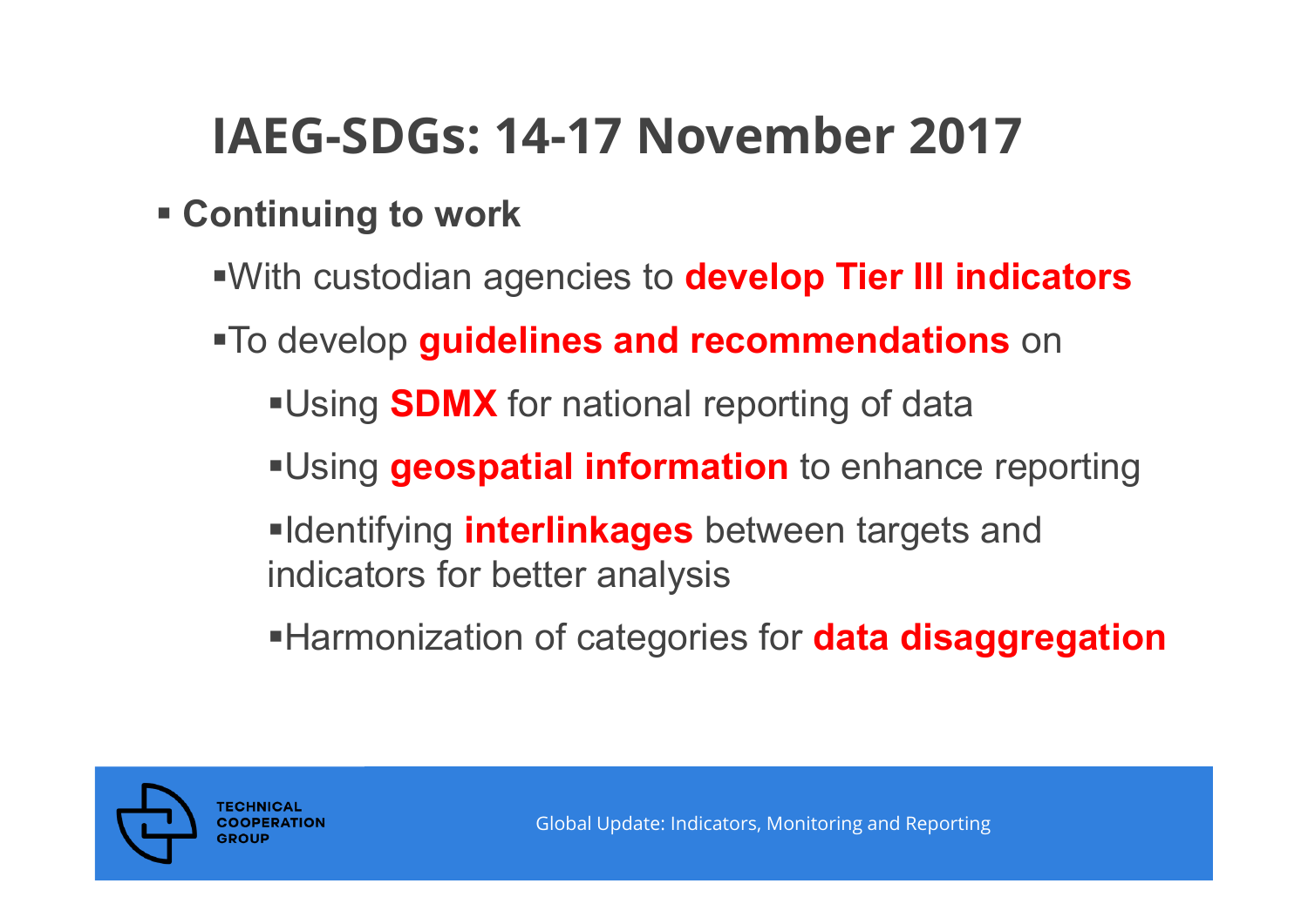# IAEG-SDGs: 14-17 November 2017

- **Continuing to work**
  - With custodian agencies to **develop Tier III indicators**
  - To develop **guidelines and recommendations** on
    - Using **SDMX** for national reporting of data
    - Using **geospatial information** to enhance reporting
    - Identifying **interlinkages** between targets and indicators for better analysis
    - Harmonization of categories for **data disaggregation**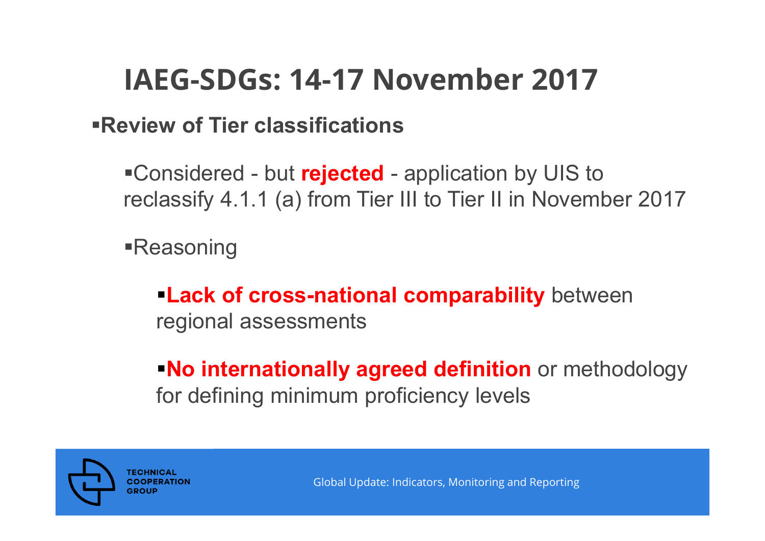# IAEG-SDGs: 14-17 November 2017

- **Review of Tier classifications**
  - Considered - but **rejected** - application by UIS to reclassify 4.1.1 (a) from Tier III to Tier II in November 2017
  - Reasoning
    - **Lack of cross-national comparability** between regional assessments
    - **No internationally agreed definition** or methodology for defining minimum proficiency levels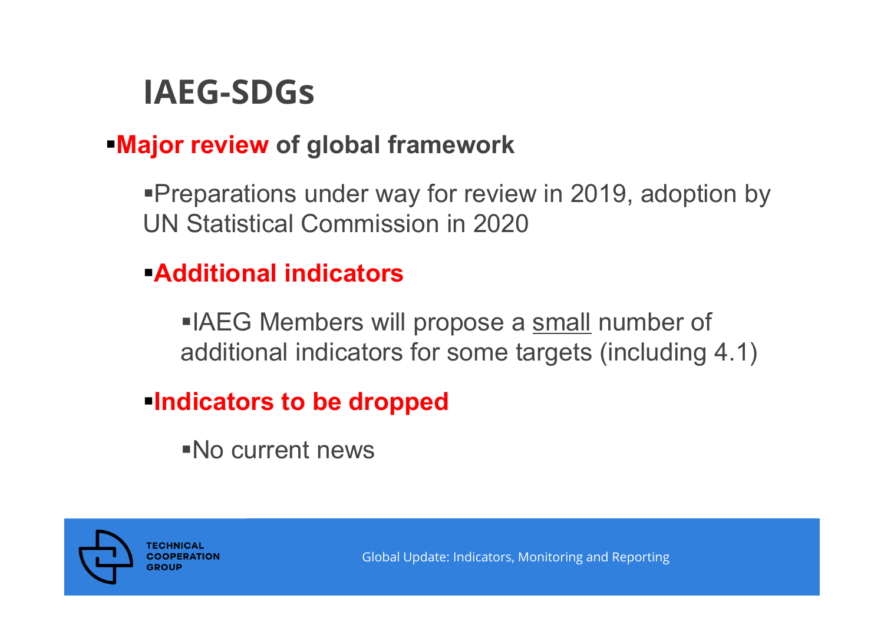# IAEG-SDGs

- **Major review of global framework**
  - Preparations under way for review in 2019, adoption by UN Statistical Commission in 2020
  - **Additional indicators**
    - IAEG Members will propose a small number of additional indicators for some targets (including 4.1)
  - **Indicators to be dropped**
    - No current news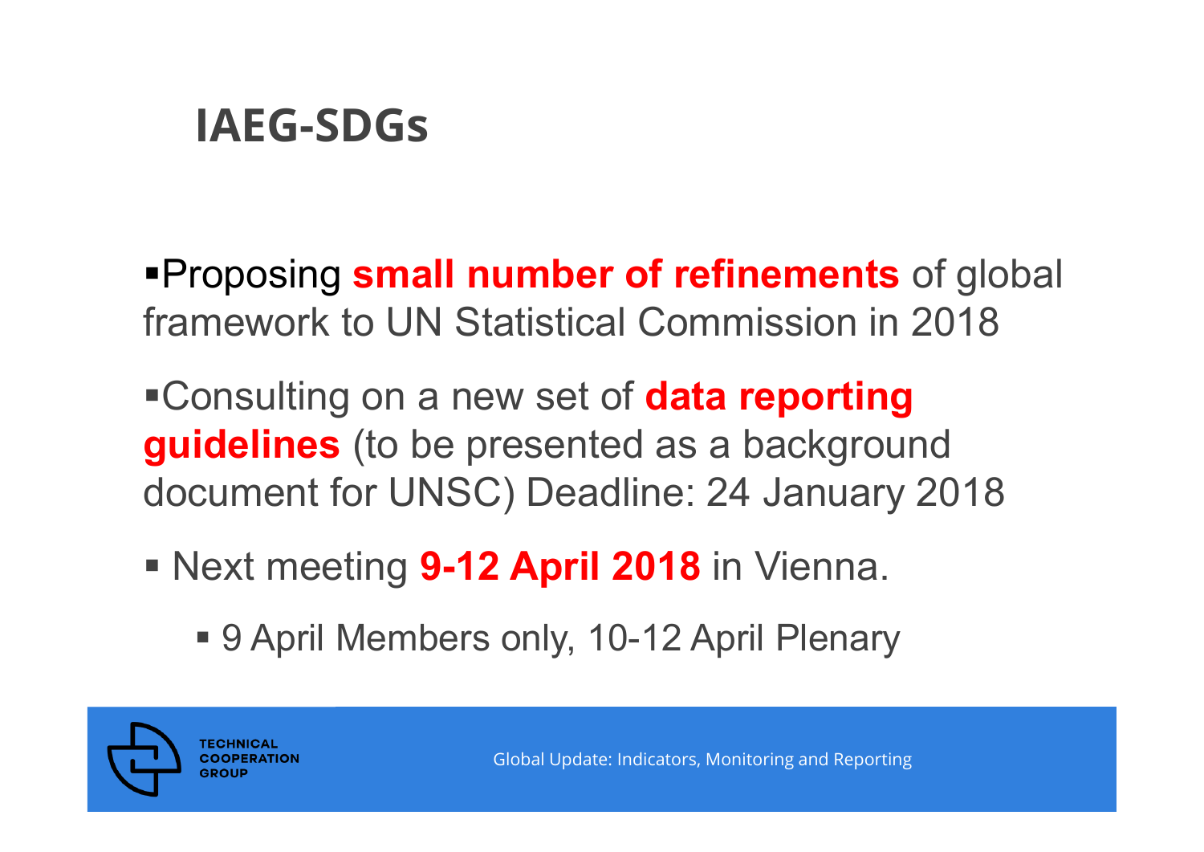# IAEG-SDGs

- Proposing **small number of refinements** of global framework to UN Statistical Commission in 2018
- Consulting on a new set of **data reporting guidelines** (to be presented as a background document for UNSC) Deadline: 24 January 2018
- Next meeting **9-12 April 2018** in Vienna.
  - 9 April Members only, 10-12 April Plenary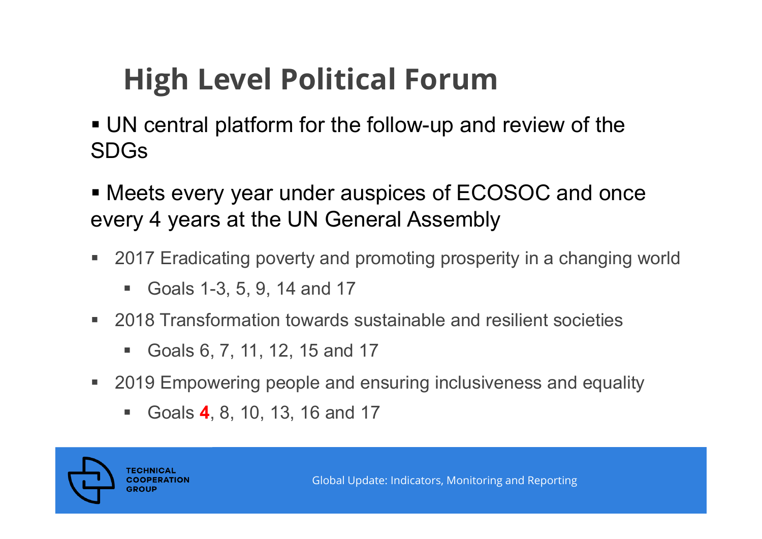# High Level Political Forum

- UN central platform for the follow-up and review of the SDGs
- Meets every year under auspices of ECOSOC and once every 4 years at the UN General Assembly
- 2017 Eradicating poverty and promoting prosperity in a changing world
  - Goals 1-3, 5, 9, 14 and 17
- 2018 Transformation towards sustainable and resilient societies
  - Goals 6, 7, 11, 12, 15 and 17
- 2019 Empowering people and ensuring inclusiveness and equality
  - Goals **4**, 8, 10, 13, 16 and 17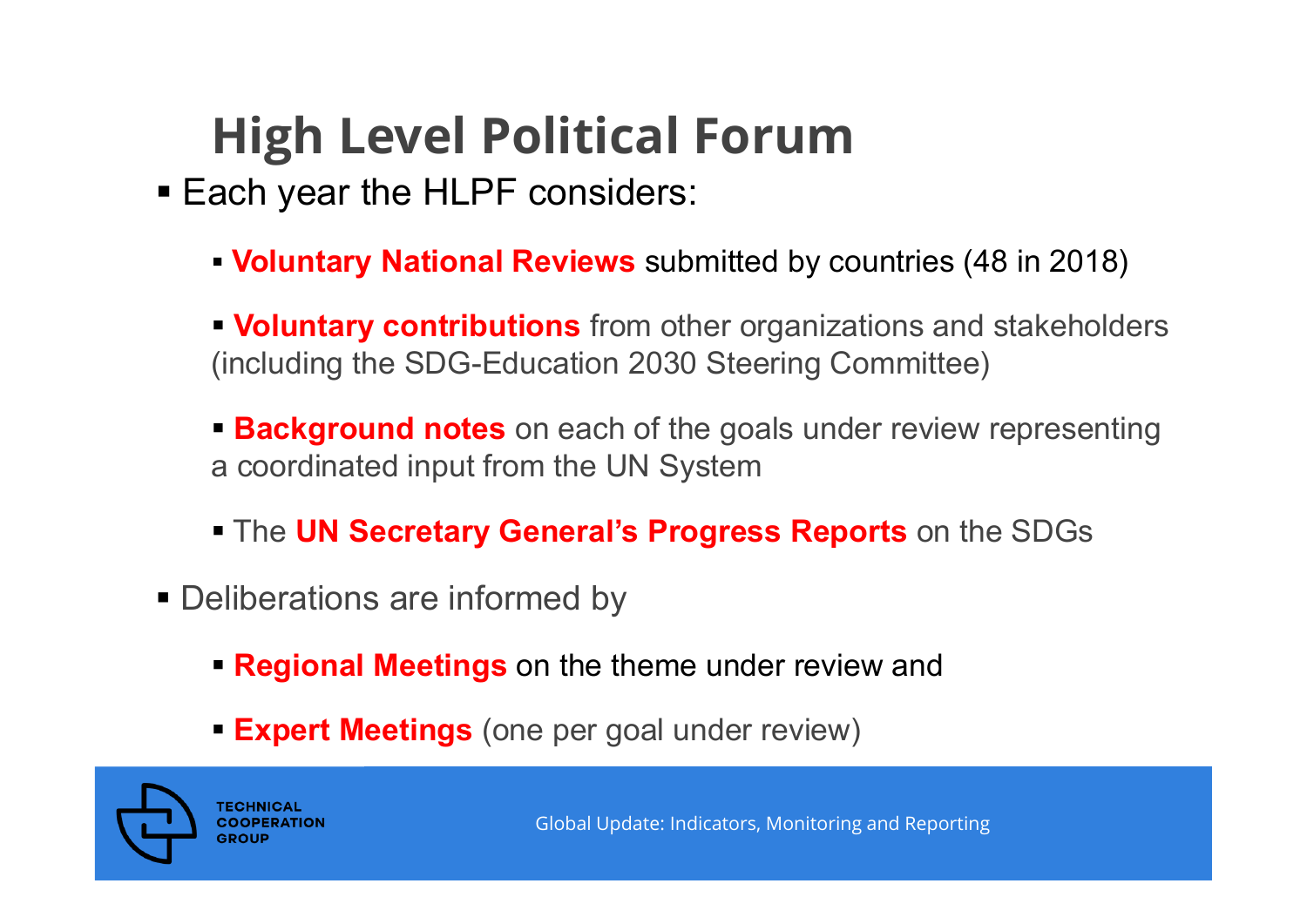# High Level Political Forum

- Each year the HLPF considers:
  - **Voluntary National Reviews** submitted by countries (48 in 2018)
  - **Voluntary contributions** from other organizations and stakeholders (including the SDG-Education 2030 Steering Committee)
  - **Background notes** on each of the goals under review representing a coordinated input from the UN System
  - The **UN Secretary General's Progress Reports** on the SDGs
- Deliberations are informed by
  - **Regional Meetings** on the theme under review and
  - **Expert Meetings** (one per goal under review)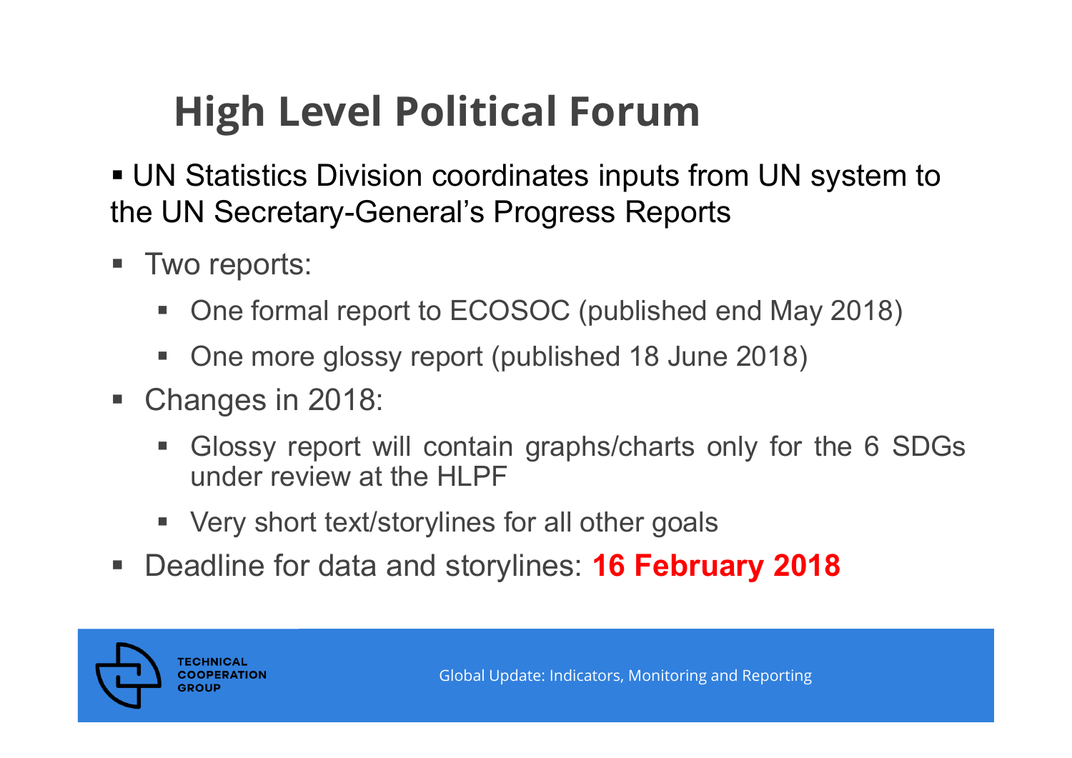# High Level Political Forum

- UN Statistics Division coordinates inputs from UN system to the UN Secretary-General's Progress Reports
- Two reports:
  - One formal report to ECOSOC (published end May 2018)
  - One more glossy report (published 18 June 2018)
- Changes in 2018:
  - Glossy report will contain graphs/charts only for the 6 SDGs under review at the HLPF
  - Very short text/storylines for all other goals
- Deadline for data and storylines: **16 February 2018**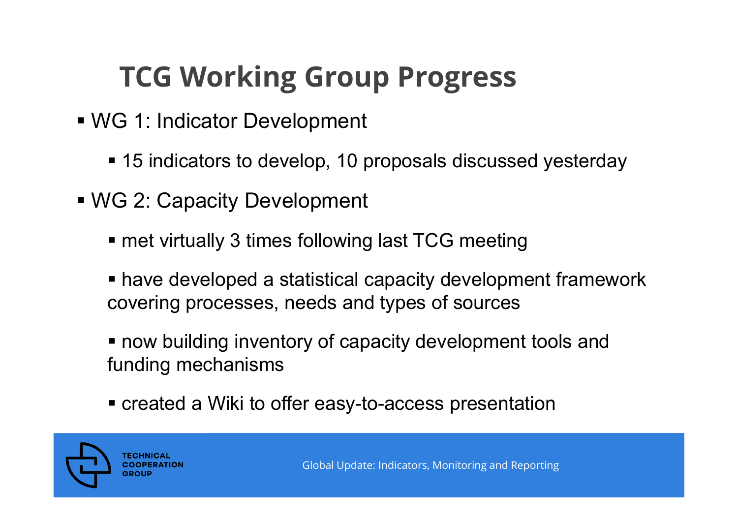# TCG Working Group Progress

- WG 1: Indicator Development
  - 15 indicators to develop, 10 proposals discussed yesterday
- WG 2: Capacity Development
  - met virtually 3 times following last TCG meeting
  - have developed a statistical capacity development framework covering processes, needs and types of sources
  - now building inventory of capacity development tools and funding mechanisms
  - created a Wiki to offer easy-to-access presentation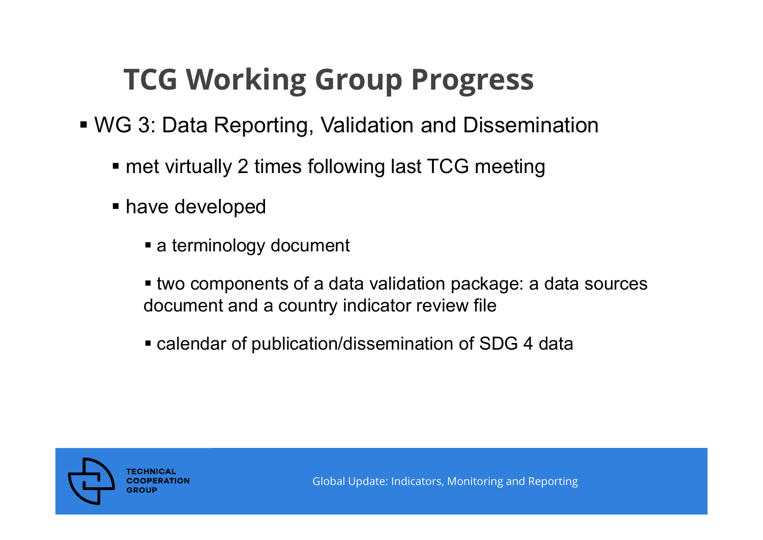# TCG Working Group Progress

- WG 3: Data Reporting, Validation and Dissemination
  - met virtually 2 times following last TCG meeting
  - have developed
    - a terminology document
    - two components of a data validation package: a data sources document and a country indicator review file
    - calendar of publication/dissemination of SDG 4 data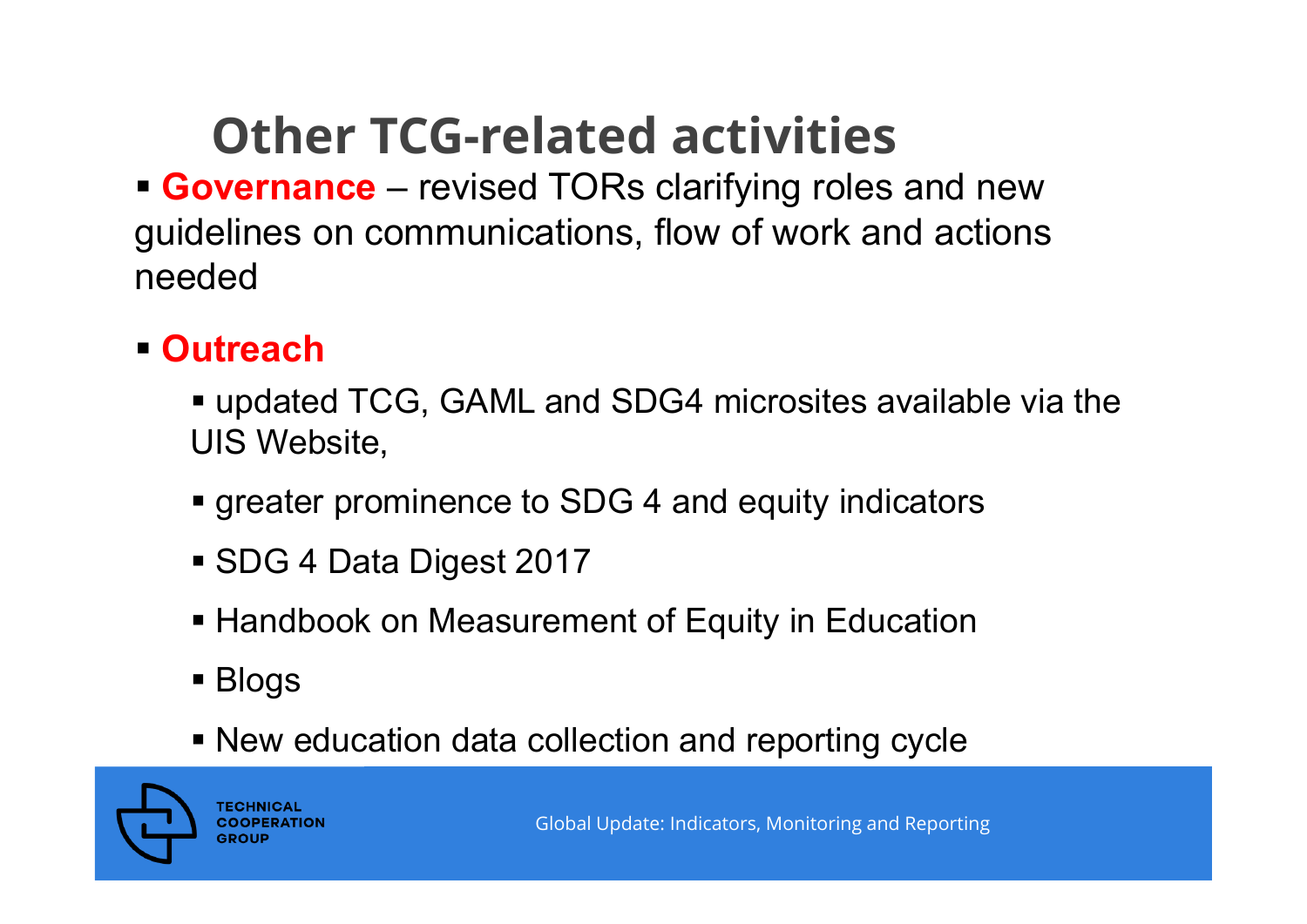# Other TCG-related activities

- **Governance** – revised TORs clarifying roles and new guidelines on communications, flow of work and actions needed

- **Outreach**
  - updated TCG, GAML and SDG4 microsites available via the UIS Website,
  - greater prominence to SDG 4 and equity indicators
  - SDG 4 Data Digest 2017
  - Handbook on Measurement of Equity in Education
  - Blogs
  - New education data collection and reporting cycle